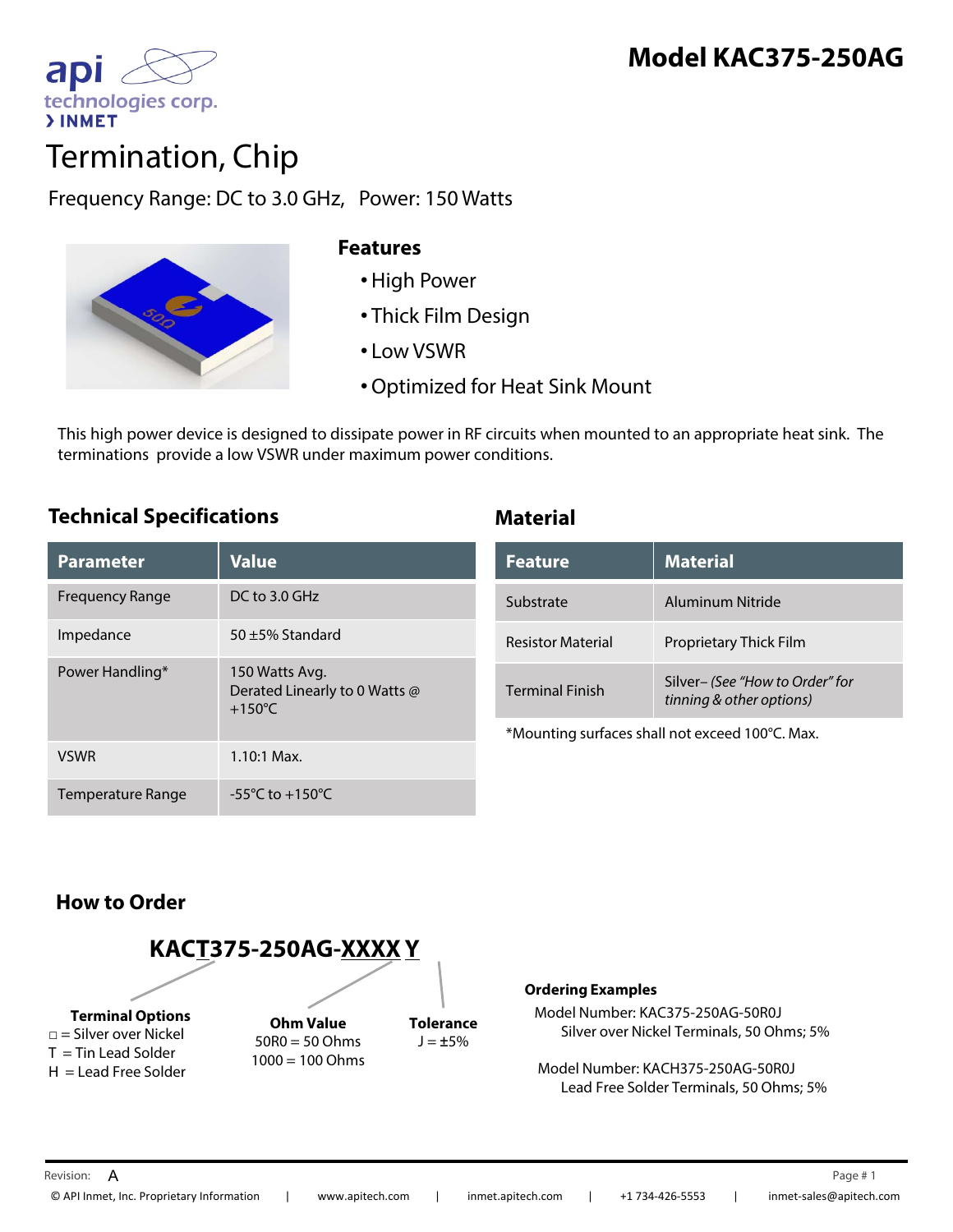# Model KAC375-250AG

api technologies corp.
› INMET

## Termination, Chip

Frequency Range: DC to 3.0 GHz,   Power: 150 Watts

### Features

- High Power
- Thick Film Design
- Low VSWR
- Optimized for Heat Sink Mount

This high power device is designed to dissipate power in RF circuits when mounted to an appropriate heat sink. The terminations provide a low VSWR under maximum power conditions.

### Technical Specifications

| Parameter | Value |
|---|---|
| Frequency Range | DC to 3.0 GHz |
| Impedance | 50 ±5% Standard |
| Power Handling* | 150 Watts Avg. Derated Linearly to 0 Watts @ +150°C |
| VSWR | 1.10:1 Max. |
| Temperature Range | -55°C to +150°C |

### Material

| Feature | Material |
|---|---|
| Substrate | Aluminum Nitride |
| Resistor Material | Proprietary Thick Film |
| Terminal Finish | Silver– *(See "How to Order" for tinning & other options)* |

*Mounting surfaces shall not exceed 100°C. Max.

### How to Order

**KAC<u>T</u>375-250AG-<u>XXXX</u> <u>Y</u>**

**Terminal Options**
□ = Silver over Nickel
T = Tin Lead Solder
H = Lead Free Solder

**Ohm Value**
50R0 = 50 Ohms
1000 = 100 Ohms

**Tolerance**
J = ±5%

**Ordering Examples**

Model Number: KAC375-250AG-50R0J
Silver over Nickel Terminals, 50 Ohms; 5%

Model Number: KACH375-250AG-50R0J
Lead Free Solder Terminals, 50 Ohms; 5%

Revision: A

© API Inmet, Inc. Proprietary Information | www.apitech.com | inmet.apitech.com | +1 734-426-5553 | inmet-sales@apitech.com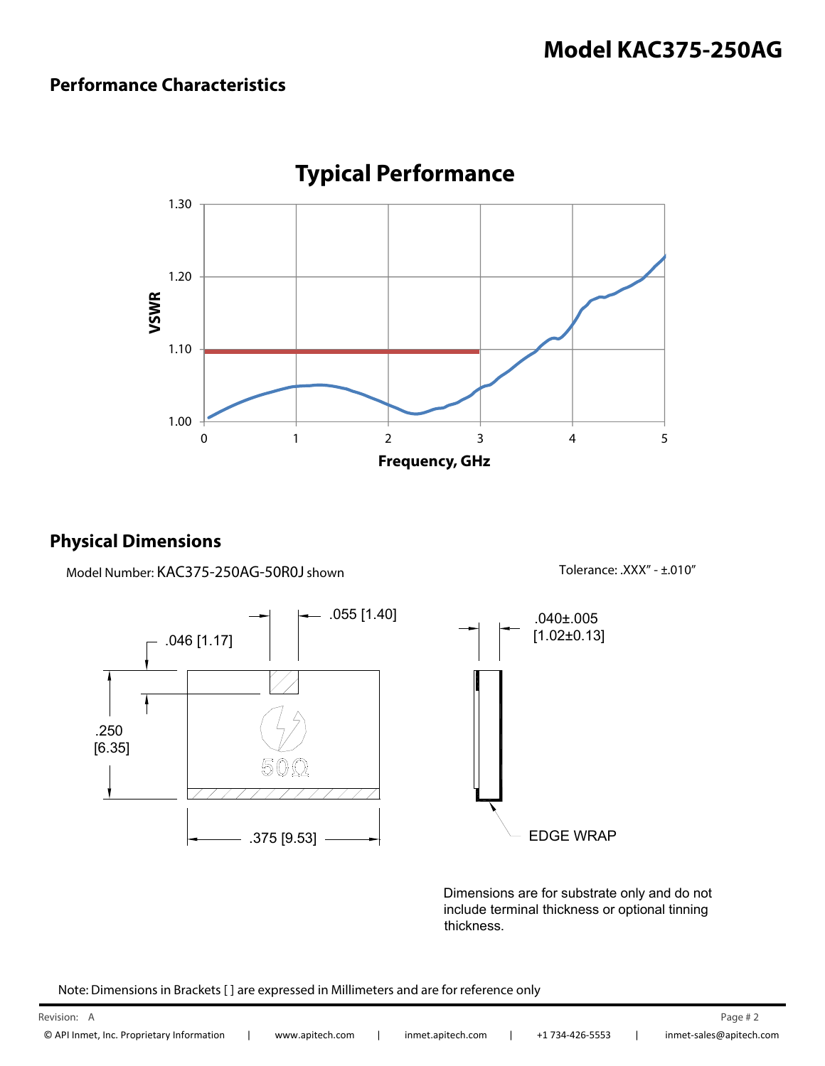# Model KAC375-250AG

## Performance Characteristics

Typical Performance

1.30
1.20
1.10
1.00

VSWR

0
1
2
3
4
5

Frequency, GHz

## Physical Dimensions

Model Number: KAC375-250AG-50R0J shown

Tolerance: .XXX" - ±.010"

.055 [1.40]

.046 [1.17]

.250
[6.35]

50Ω

.375 [9.53]

.040±.005
[1.02±0.13]

EDGE WRAP

Dimensions are for substrate only and do not include terminal thickness or optional tinning thickness.

Note: Dimensions in Brackets [ ] are expressed in Millimeters and are for reference only

Revision: A

© API Inmet, Inc. Proprietary Information | www.apitech.com | inmet.apitech.com | +1 734-426-5553 | inmet-sales@apitech.com